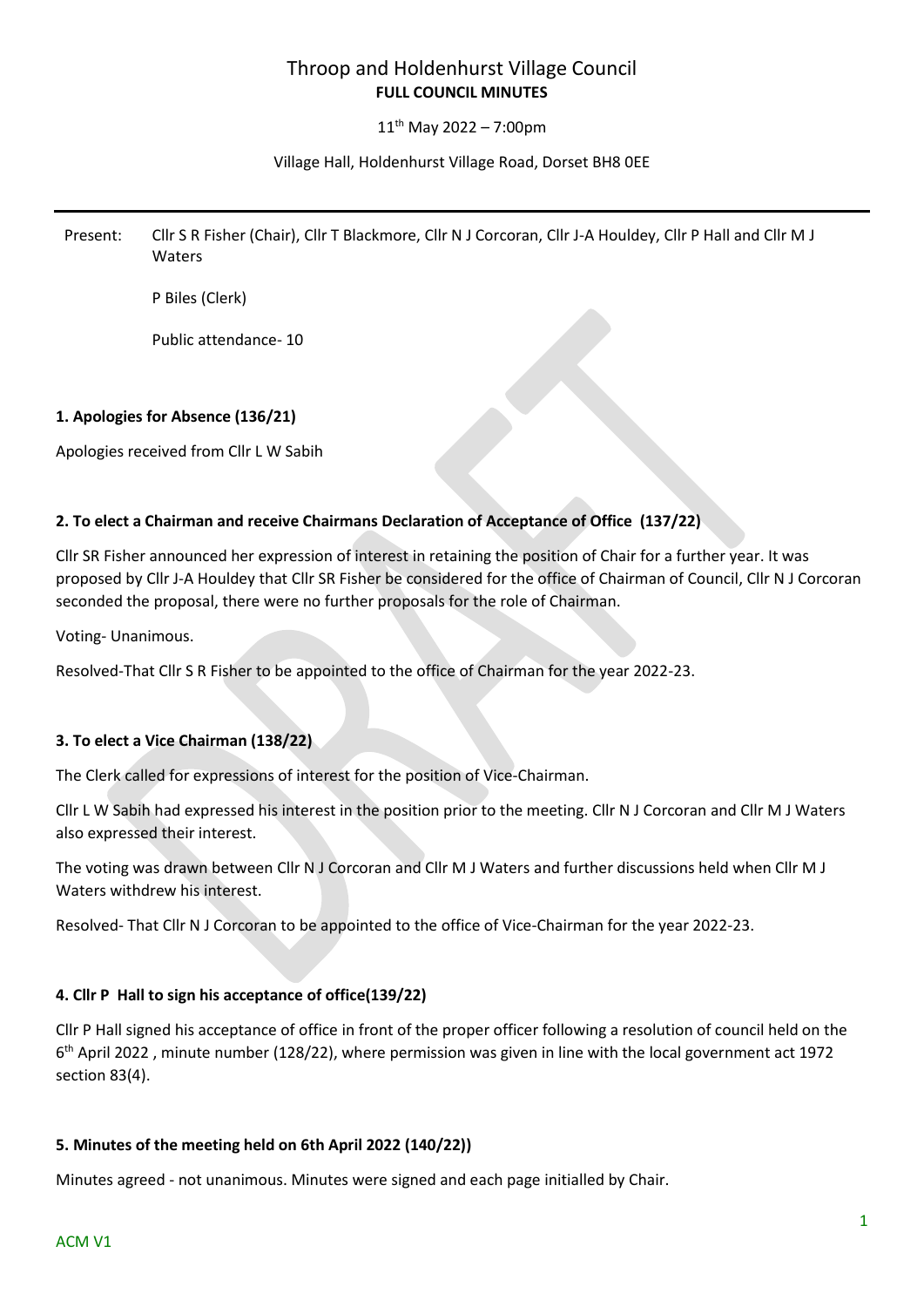# Throop and Holdenhurst Village Council

**FULL COUNCIL MINUTES**

11th May 2022 – 7:00pm

Village Hall, Holdenhurst Village Road, Dorset BH8 0EE

---

Present: Cllr S R Fisher (Chair), Cllr T Blackmore, Cllr N J Corcoran, Cllr J-A Houldey, Cllr P Hall and Cllr M J Waters

P Biles (Clerk)

Public attendance- 10

**1. Apologies for Absence (136/21)**

Apologies received from Cllr L W Sabih

**2. To elect a Chairman and receive Chairmans Declaration of Acceptance of Office (137/22)**

Cllr SR Fisher announced her expression of interest in retaining the position of Chair for a further year. It was proposed by Cllr J-A Houldey that Cllr SR Fisher be considered for the office of Chairman of Council, Cllr N J Corcoran seconded the proposal, there were no further proposals for the role of Chairman.

Voting- Unanimous.

Resolved-That Cllr S R Fisher to be appointed to the office of Chairman for the year 2022-23.

**3. To elect a Vice Chairman (138/22)**

The Clerk called for expressions of interest for the position of Vice-Chairman.

Cllr L W Sabih had expressed his interest in the position prior to the meeting. Cllr N J Corcoran and Cllr M J Waters also expressed their interest.

The voting was drawn between Cllr N J Corcoran and Cllr M J Waters and further discussions held when Cllr M J Waters withdrew his interest.

Resolved- That Cllr N J Corcoran to be appointed to the office of Vice-Chairman for the year 2022-23.

**4. Cllr P Hall to sign his acceptance of office(139/22)**

Cllr P Hall signed his acceptance of office in front of the proper officer following a resolution of council held on the 6th April 2022 , minute number (128/22), where permission was given in line with the local government act 1972 section 83(4).

**5. Minutes of the meeting held on 6th April 2022 (140/22))**

Minutes agreed - not unanimous. Minutes were signed and each page initialled by Chair.

ACM V1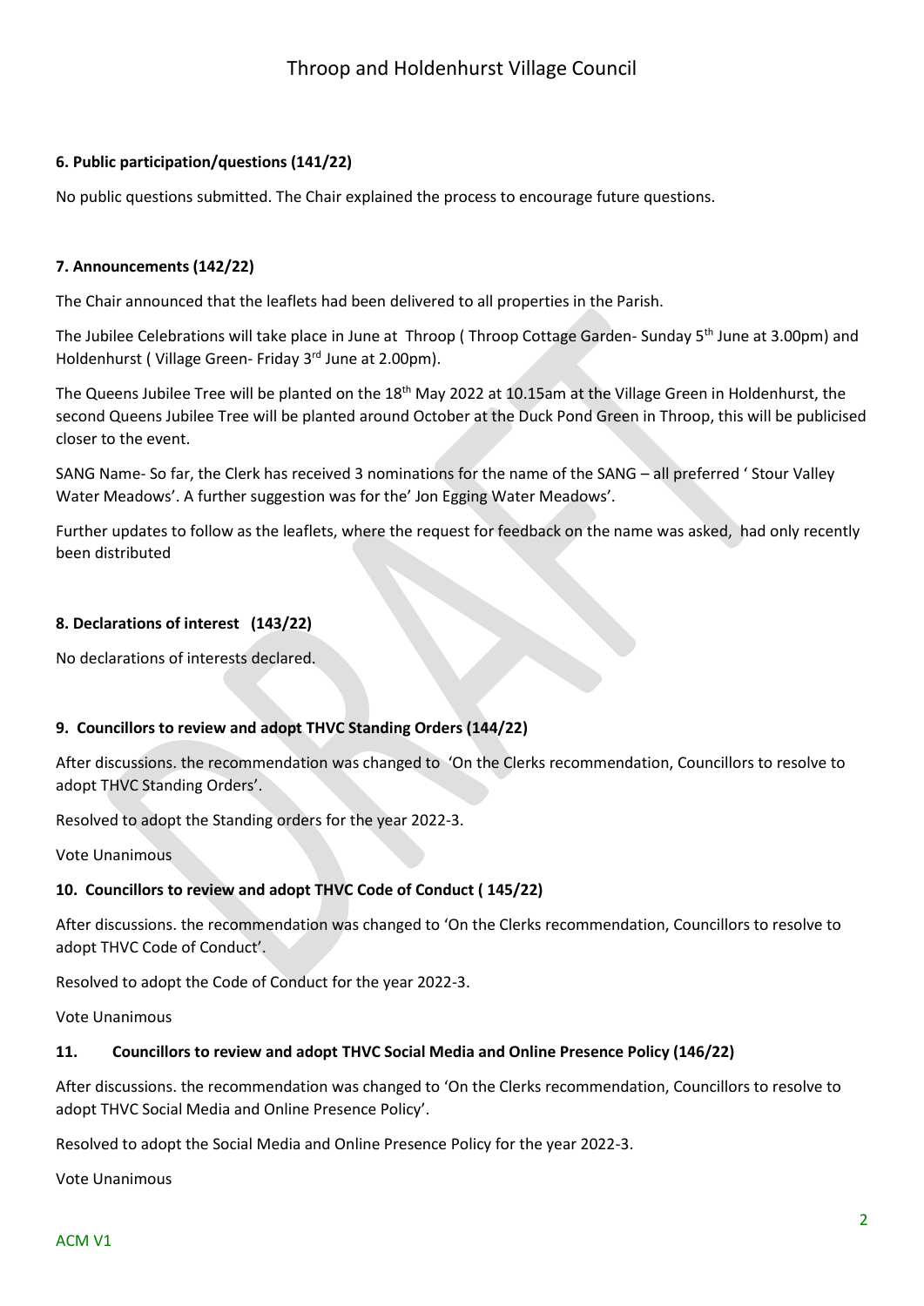### 6. Public participation/questions (141/22)

No public questions submitted. The Chair explained the process to encourage future questions.

### 7. Announcements (142/22)

The Chair announced that the leaflets had been delivered to all properties in the Parish.

The Jubilee Celebrations will take place in June at Throop ( Throop Cottage Garden- Sunday 5th June at 3.00pm) and Holdenhurst ( Village Green- Friday 3rd June at 2.00pm).

The Queens Jubilee Tree will be planted on the 18th May 2022 at 10.15am at the Village Green in Holdenhurst, the second Queens Jubilee Tree will be planted around October at the Duck Pond Green in Throop, this will be publicised closer to the event.

SANG Name- So far, the Clerk has received 3 nominations for the name of the SANG – all preferred ' Stour Valley Water Meadows'. A further suggestion was for the' Jon Egging Water Meadows'.

Further updates to follow as the leaflets, where the request for feedback on the name was asked, had only recently been distributed

### 8. Declarations of interest (143/22)

No declarations of interests declared.

### 9. Councillors to review and adopt THVC Standing Orders (144/22)

After discussions. the recommendation was changed to 'On the Clerks recommendation, Councillors to resolve to adopt THVC Standing Orders'.

Resolved to adopt the Standing orders for the year 2022-3.

Vote Unanimous

### 10. Councillors to review and adopt THVC Code of Conduct ( 145/22)

After discussions. the recommendation was changed to 'On the Clerks recommendation, Councillors to resolve to adopt THVC Code of Conduct'.

Resolved to adopt the Code of Conduct for the year 2022-3.

Vote Unanimous

### 11. Councillors to review and adopt THVC Social Media and Online Presence Policy (146/22)

After discussions. the recommendation was changed to 'On the Clerks recommendation, Councillors to resolve to adopt THVC Social Media and Online Presence Policy'.

Resolved to adopt the Social Media and Online Presence Policy for the year 2022-3.

Vote Unanimous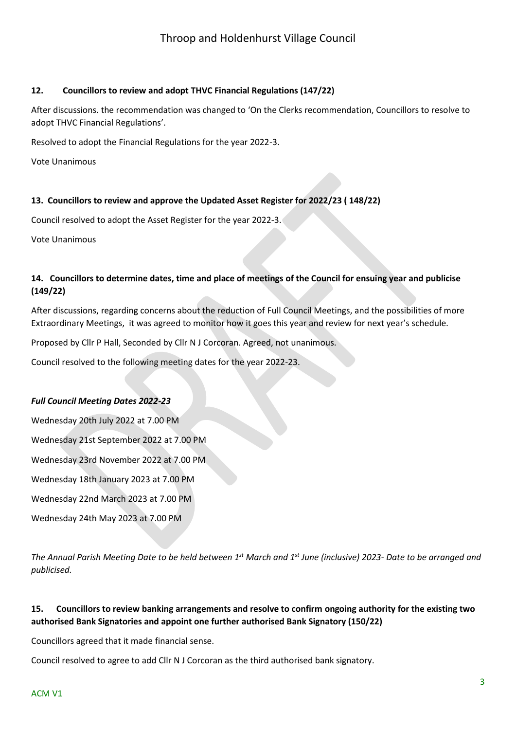**12. Councillors to review and adopt THVC Financial Regulations (147/22)**

After discussions. the recommendation was changed to 'On the Clerks recommendation, Councillors to resolve to adopt THVC Financial Regulations'.

Resolved to adopt the Financial Regulations for the year 2022-3.

Vote Unanimous

**13. Councillors to review and approve the Updated Asset Register for 2022/23 ( 148/22)**

Council resolved to adopt the Asset Register for the year 2022-3.

Vote Unanimous

**14. Councillors to determine dates, time and place of meetings of the Council for ensuing year and publicise (149/22)**

After discussions, regarding concerns about the reduction of Full Council Meetings, and the possibilities of more Extraordinary Meetings, it was agreed to monitor how it goes this year and review for next year's schedule.

Proposed by Cllr P Hall, Seconded by Cllr N J Corcoran. Agreed, not unanimous.

Council resolved to the following meeting dates for the year 2022-23.

***Full Council Meeting Dates 2022-23***

Wednesday 20th July 2022 at 7.00 PM

Wednesday 21st September 2022 at 7.00 PM

Wednesday 23rd November 2022 at 7.00 PM

Wednesday 18th January 2023 at 7.00 PM

Wednesday 22nd March 2023 at 7.00 PM

Wednesday 24th May 2023 at 7.00 PM

*The Annual Parish Meeting Date to be held between 1st March and 1st June (inclusive) 2023- Date to be arranged and publicised.*

**15. Councillors to review banking arrangements and resolve to confirm ongoing authority for the existing two authorised Bank Signatories and appoint one further authorised Bank Signatory (150/22)**

Councillors agreed that it made financial sense.

Council resolved to agree to add Cllr N J Corcoran as the third authorised bank signatory.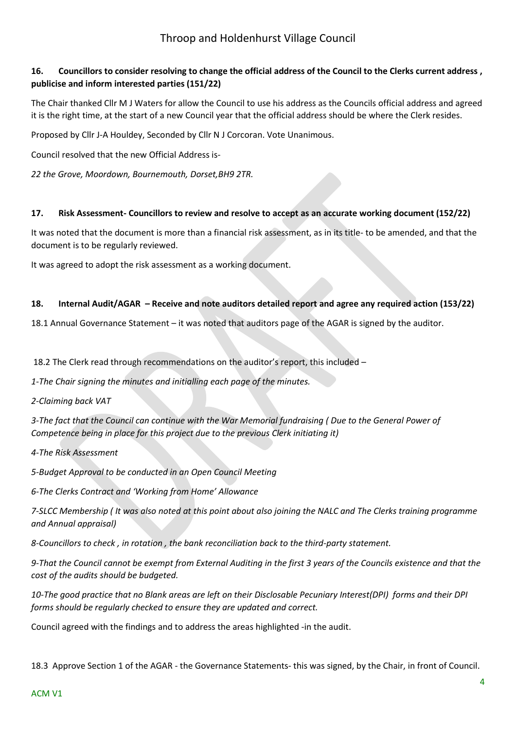### 16. Councillors to consider resolving to change the official address of the Council to the Clerks current address , publicise and inform interested parties (151/22)

The Chair thanked Cllr M J Waters for allow the Council to use his address as the Councils official address and agreed it is the right time, at the start of a new Council year that the official address should be where the Clerk resides.

Proposed by Cllr J-A Houldey, Seconded by Cllr N J Corcoran. Vote Unanimous.

Council resolved that the new Official Address is-

*22 the Grove, Moordown, Bournemouth, Dorset,BH9 2TR.*

### 17. Risk Assessment- Councillors to review and resolve to accept as an accurate working document (152/22)

It was noted that the document is more than a financial risk assessment, as in its title- to be amended, and that the document is to be regularly reviewed.

It was agreed to adopt the risk assessment as a working document.

### 18. Internal Audit/AGAR – Receive and note auditors detailed report and agree any required action (153/22)

18.1 Annual Governance Statement – it was noted that auditors page of the AGAR is signed by the auditor.

18.2 The Clerk read through recommendations on the auditor's report, this included –

*1-The Chair signing the minutes and initialling each page of the minutes.*

*2-Claiming back VAT*

*3-The fact that the Council can continue with the War Memorial fundraising ( Due to the General Power of Competence being in place for this project due to the previous Clerk initiating it)*

*4-The Risk Assessment*

*5-Budget Approval to be conducted in an Open Council Meeting*

*6-The Clerks Contract and 'Working from Home' Allowance*

*7-SLCC Membership ( It was also noted at this point about also joining the NALC and The Clerks training programme and Annual appraisal)*

*8-Councillors to check , in rotation , the bank reconciliation back to the third-party statement.*

*9-That the Council cannot be exempt from External Auditing in the first 3 years of the Councils existence and that the cost of the audits should be budgeted.*

*10-The good practice that no Blank areas are left on their Disclosable Pecuniary Interest(DPI) forms and their DPI forms should be regularly checked to ensure they are updated and correct.*

Council agreed with the findings and to address the areas highlighted -in the audit.

18.3 Approve Section 1 of the AGAR - the Governance Statements- this was signed, by the Chair, in front of Council.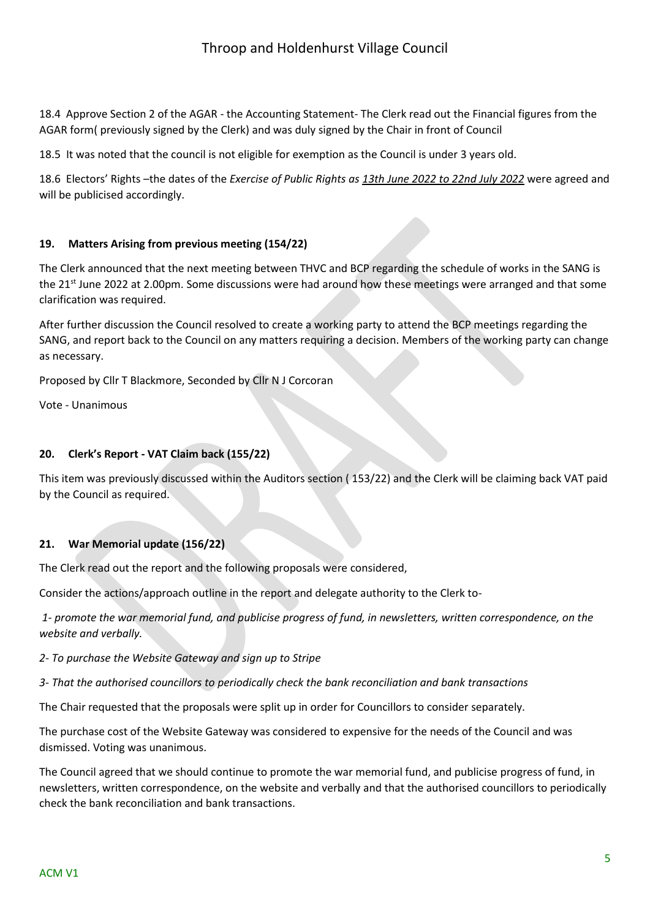18.4 Approve Section 2 of the AGAR - the Accounting Statement- The Clerk read out the Financial figures from the AGAR form( previously signed by the Clerk) and was duly signed by the Chair in front of Council

18.5 It was noted that the council is not eligible for exemption as the Council is under 3 years old.

18.6 Electors' Rights –the dates of the *Exercise of Public Rights as 13th June 2022 to 22nd July 2022* were agreed and will be publicised accordingly.

### 19. Matters Arising from previous meeting (154/22)

The Clerk announced that the next meeting between THVC and BCP regarding the schedule of works in the SANG is the 21st June 2022 at 2.00pm. Some discussions were had around how these meetings were arranged and that some clarification was required.

After further discussion the Council resolved to create a working party to attend the BCP meetings regarding the SANG, and report back to the Council on any matters requiring a decision. Members of the working party can change as necessary.

Proposed by Cllr T Blackmore, Seconded by Cllr N J Corcoran

Vote - Unanimous

### 20. Clerk's Report - VAT Claim back (155/22)

This item was previously discussed within the Auditors section ( 153/22) and the Clerk will be claiming back VAT paid by the Council as required.

### 21. War Memorial update (156/22)

The Clerk read out the report and the following proposals were considered,

Consider the actions/approach outline in the report and delegate authority to the Clerk to-

*1- promote the war memorial fund, and publicise progress of fund, in newsletters, written correspondence, on the website and verbally.*

*2- To purchase the Website Gateway and sign up to Stripe*

*3- That the authorised councillors to periodically check the bank reconciliation and bank transactions*

The Chair requested that the proposals were split up in order for Councillors to consider separately.

The purchase cost of the Website Gateway was considered to expensive for the needs of the Council and was dismissed. Voting was unanimous.

The Council agreed that we should continue to promote the war memorial fund, and publicise progress of fund, in newsletters, written correspondence, on the website and verbally and that the authorised councillors to periodically check the bank reconciliation and bank transactions.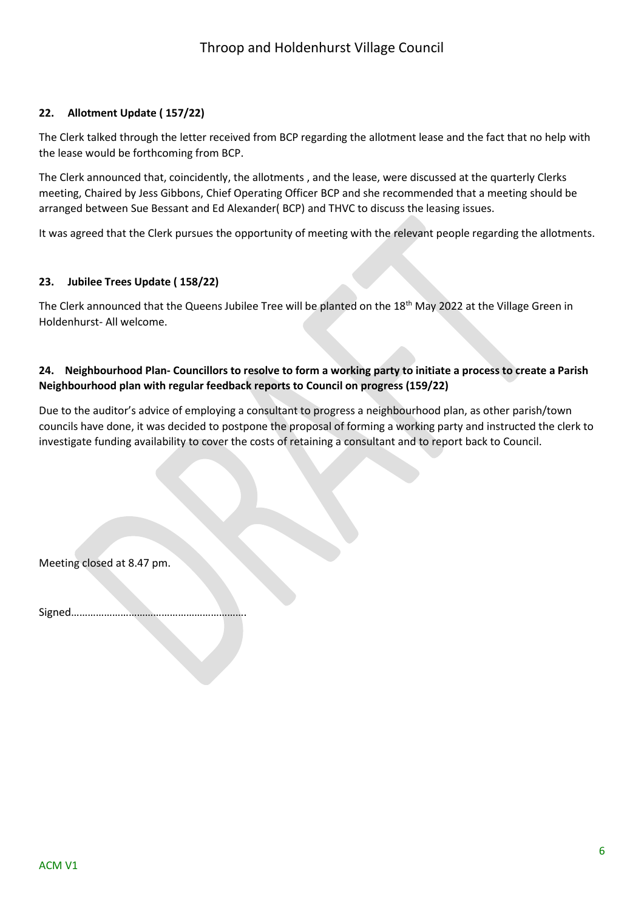### 22. Allotment Update ( 157/22)

The Clerk talked through the letter received from BCP regarding the allotment lease and the fact that no help with the lease would be forthcoming from BCP.

The Clerk announced that, coincidently, the allotments , and the lease, were discussed at the quarterly Clerks meeting, Chaired by Jess Gibbons, Chief Operating Officer BCP and she recommended that a meeting should be arranged between Sue Bessant and Ed Alexander( BCP) and THVC to discuss the leasing issues.

It was agreed that the Clerk pursues the opportunity of meeting with the relevant people regarding the allotments.

### 23. Jubilee Trees Update ( 158/22)

The Clerk announced that the Queens Jubilee Tree will be planted on the 18th May 2022 at the Village Green in Holdenhurst- All welcome.

### 24. Neighbourhood Plan- Councillors to resolve to form a working party to initiate a process to create a Parish Neighbourhood plan with regular feedback reports to Council on progress (159/22)

Due to the auditor's advice of employing a consultant to progress a neighbourhood plan, as other parish/town councils have done, it was decided to postpone the proposal of forming a working party and instructed the clerk to investigate funding availability to cover the costs of retaining a consultant and to report back to Council.

Meeting closed at 8.47 pm.

Signed………………………………………………………..

ACM V1